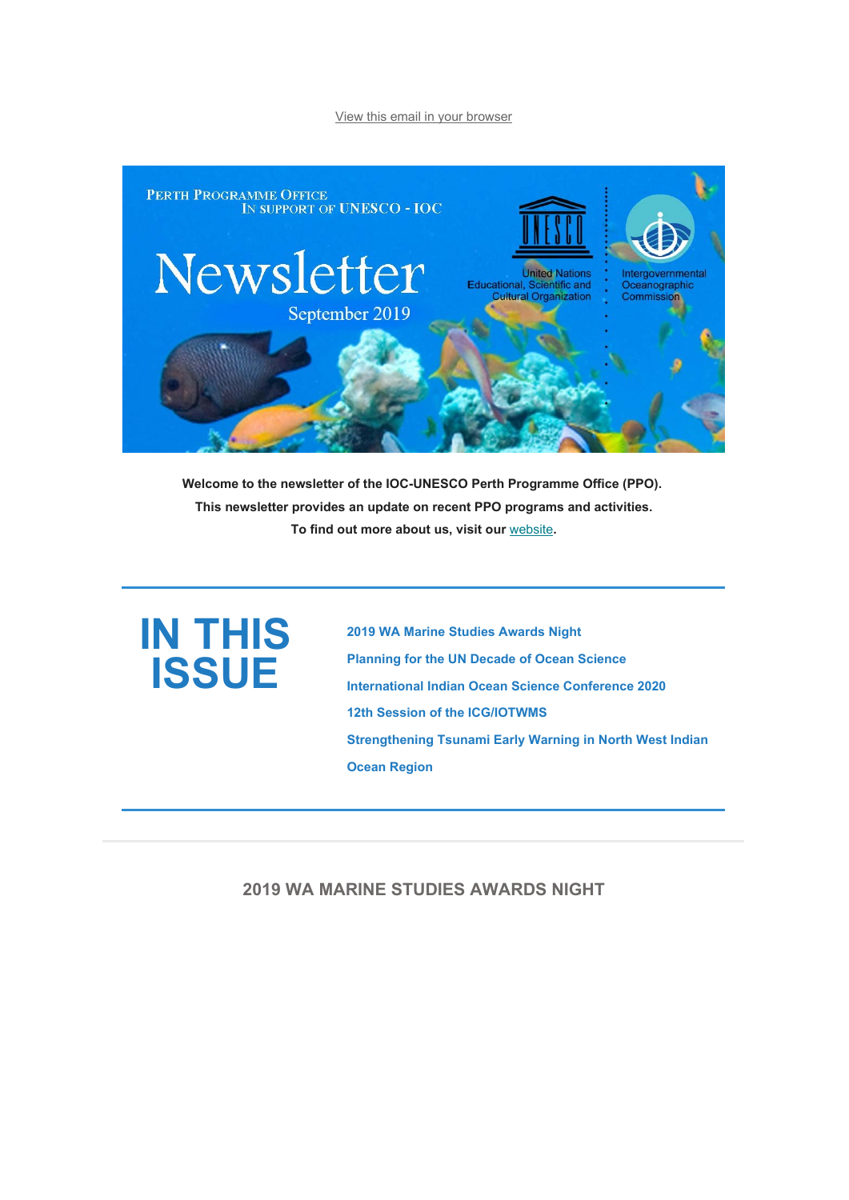View this email in your browser

Perth Programme Office
In support of UNESCO - IOC

# Newsletter

September 2019

United Nations Educational, Scientific and Cultural Organization

Intergovernmental Oceanographic Commission

**Welcome to the newsletter of the IOC-UNESCO Perth Programme Office (PPO).**
**This newsletter provides an update on recent PPO programs and activities.**
**To find out more about us, visit our website.**

## IN THIS ISSUE

- **2019 WA Marine Studies Awards Night**
- **Planning for the UN Decade of Ocean Science**
- **International Indian Ocean Science Conference 2020**
- **12th Session of the ICG/IOTWMS**
- **Strengthening Tsunami Early Warning in North West Indian Ocean Region**

## 2019 WA MARINE STUDIES AWARDS NIGHT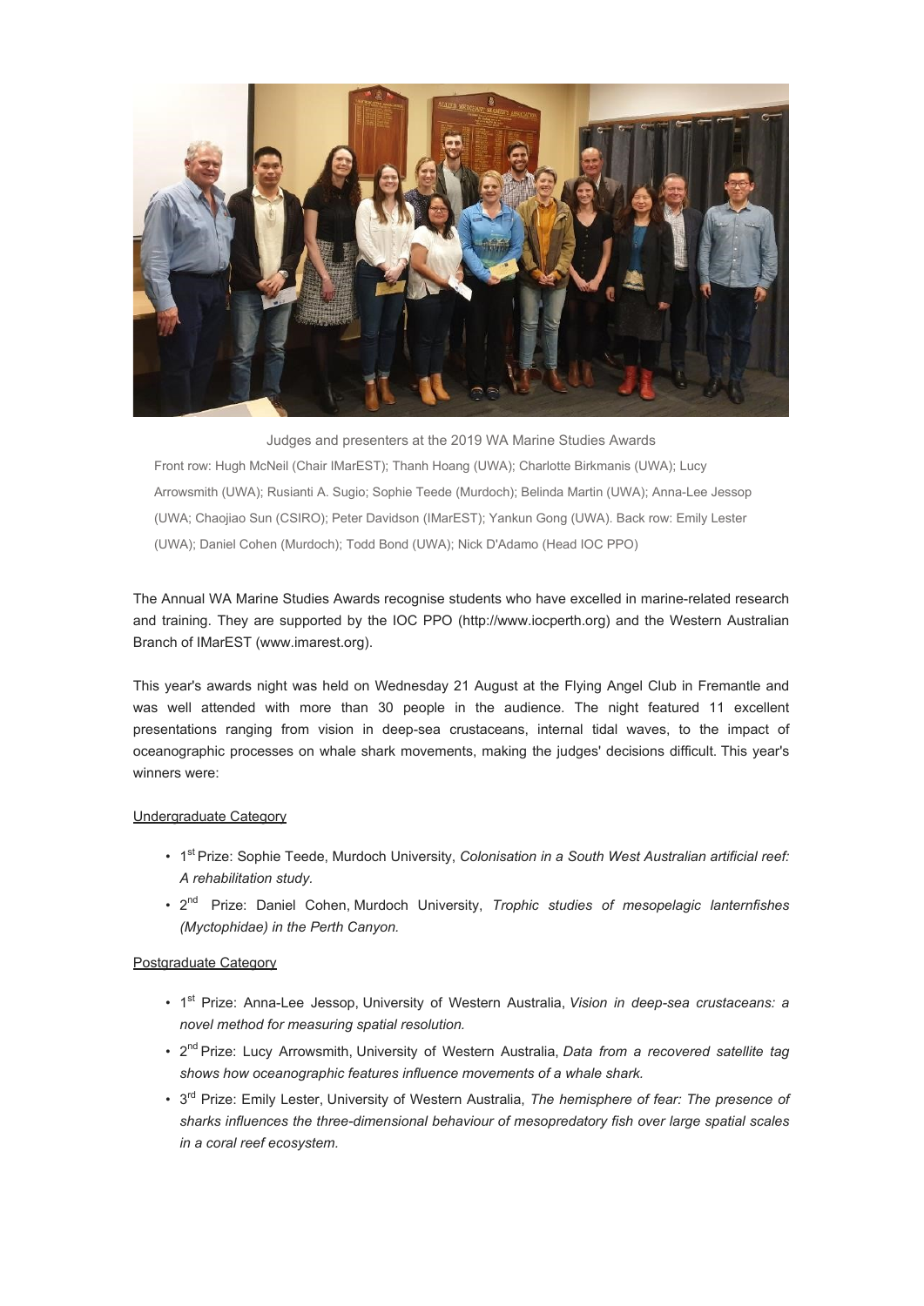Judges and presenters at the 2019 WA Marine Studies Awards

Front row: Hugh McNeil (Chair IMarEST); Thanh Hoang (UWA); Charlotte Birkmanis (UWA); Lucy Arrowsmith (UWA); Rusianti A. Sugio; Sophie Teede (Murdoch); Belinda Martin (UWA); Anna-Lee Jessop (UWA; Chaojiao Sun (CSIRO); Peter Davidson (IMarEST); Yankun Gong (UWA). Back row: Emily Lester (UWA); Daniel Cohen (Murdoch); Todd Bond (UWA); Nick D'Adamo (Head IOC PPO)

The Annual WA Marine Studies Awards recognise students who have excelled in marine-related research and training. They are supported by the IOC PPO (http://www.iocperth.org) and the Western Australian Branch of IMarEST (www.imarest.org).

This year's awards night was held on Wednesday 21 August at the Flying Angel Club in Fremantle and was well attended with more than 30 people in the audience. The night featured 11 excellent presentations ranging from vision in deep-sea crustaceans, internal tidal waves, to the impact of oceanographic processes on whale shark movements, making the judges' decisions difficult. This year's winners were:

Undergraduate Category

- 1st Prize: Sophie Teede, Murdoch University, *Colonisation in a South West Australian artificial reef: A rehabilitation study*.
- 2nd Prize: Daniel Cohen, Murdoch University, *Trophic studies of mesopelagic lanternfishes (Myctophidae) in the Perth Canyon.*

Postgraduate Category

- 1st Prize: Anna-Lee Jessop, University of Western Australia, *Vision in deep-sea crustaceans: a novel method for measuring spatial resolution.*
- 2nd Prize: Lucy Arrowsmith, University of Western Australia, *Data from a recovered satellite tag shows how oceanographic features influence movements of a whale shark.*
- 3rd Prize: Emily Lester, University of Western Australia, *The hemisphere of fear: The presence of sharks influences the three-dimensional behaviour of mesopredatory fish over large spatial scales in a coral reef ecosystem.*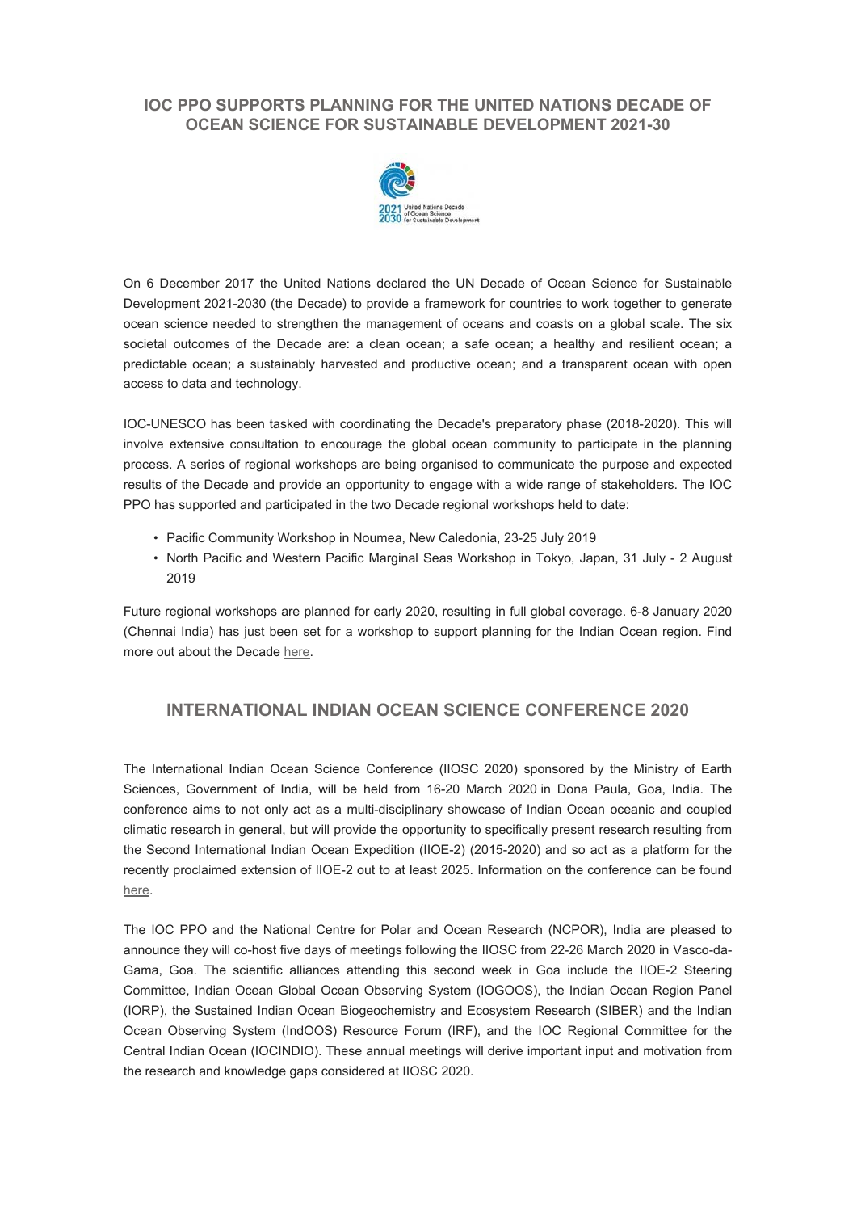## IOC PPO SUPPORTS PLANNING FOR THE UNITED NATIONS DECADE OF OCEAN SCIENCE FOR SUSTAINABLE DEVELOPMENT 2021-30

On 6 December 2017 the United Nations declared the UN Decade of Ocean Science for Sustainable Development 2021-2030 (the Decade) to provide a framework for countries to work together to generate ocean science needed to strengthen the management of oceans and coasts on a global scale. The six societal outcomes of the Decade are: a clean ocean; a safe ocean; a healthy and resilient ocean; a predictable ocean; a sustainably harvested and productive ocean; and a transparent ocean with open access to data and technology.

IOC-UNESCO has been tasked with coordinating the Decade's preparatory phase (2018-2020). This will involve extensive consultation to encourage the global ocean community to participate in the planning process. A series of regional workshops are being organised to communicate the purpose and expected results of the Decade and provide an opportunity to engage with a wide range of stakeholders. The IOC PPO has supported and participated in the two Decade regional workshops held to date:

- Pacific Community Workshop in Noumea, New Caledonia, 23-25 July 2019
- North Pacific and Western Pacific Marginal Seas Workshop in Tokyo, Japan, 31 July - 2 August 2019

Future regional workshops are planned for early 2020, resulting in full global coverage. 6-8 January 2020 (Chennai India) has just been set for a workshop to support planning for the Indian Ocean region. Find more out about the Decade here.

## INTERNATIONAL INDIAN OCEAN SCIENCE CONFERENCE 2020

The International Indian Ocean Science Conference (IIOSC 2020) sponsored by the Ministry of Earth Sciences, Government of India, will be held from 16-20 March 2020 in Dona Paula, Goa, India. The conference aims to not only act as a multi-disciplinary showcase of Indian Ocean oceanic and coupled climatic research in general, but will provide the opportunity to specifically present research resulting from the Second International Indian Ocean Expedition (IIOE-2) (2015-2020) and so act as a platform for the recently proclaimed extension of IIOE-2 out to at least 2025. Information on the conference can be found here.

The IOC PPO and the National Centre for Polar and Ocean Research (NCPOR), India are pleased to announce they will co-host five days of meetings following the IIOSC from 22-26 March 2020 in Vasco-da-Gama, Goa. The scientific alliances attending this second week in Goa include the IIOE-2 Steering Committee, Indian Ocean Global Ocean Observing System (IOGOOS), the Indian Ocean Region Panel (IORP), the Sustained Indian Ocean Biogeochemistry and Ecosystem Research (SIBER) and the Indian Ocean Observing System (IndOOS) Resource Forum (IRF), and the IOC Regional Committee for the Central Indian Ocean (IOCINDIO). These annual meetings will derive important input and motivation from the research and knowledge gaps considered at IIOSC 2020.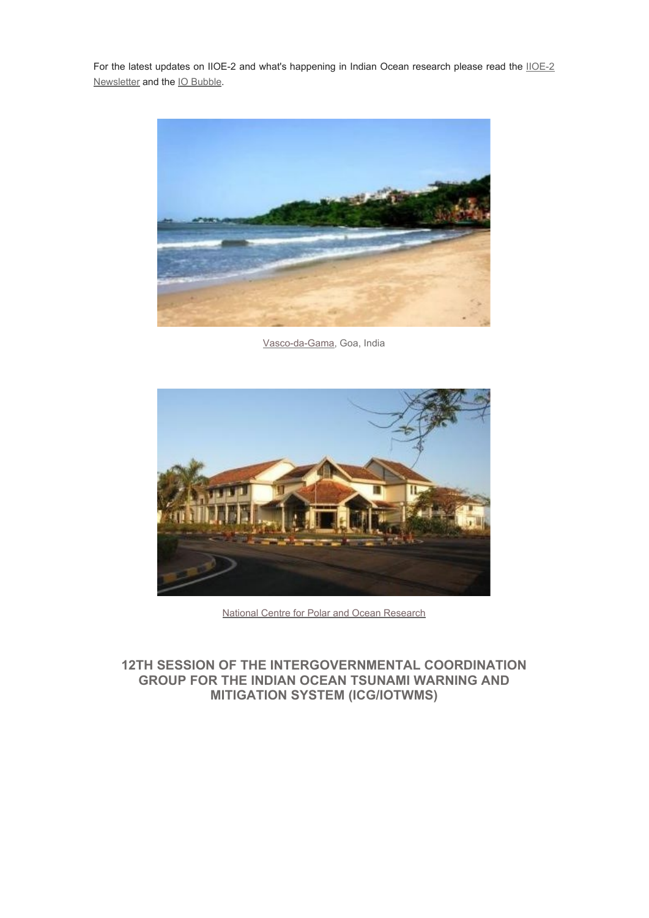For the latest updates on IIOE-2 and what's happening in Indian Ocean research please read the IIOE-2 Newsletter and the IO Bubble.

Vasco-da-Gama, Goa, India

National Centre for Polar and Ocean Research

## 12TH SESSION OF THE INTERGOVERNMENTAL COORDINATION GROUP FOR THE INDIAN OCEAN TSUNAMI WARNING AND MITIGATION SYSTEM (ICG/IOTWMS)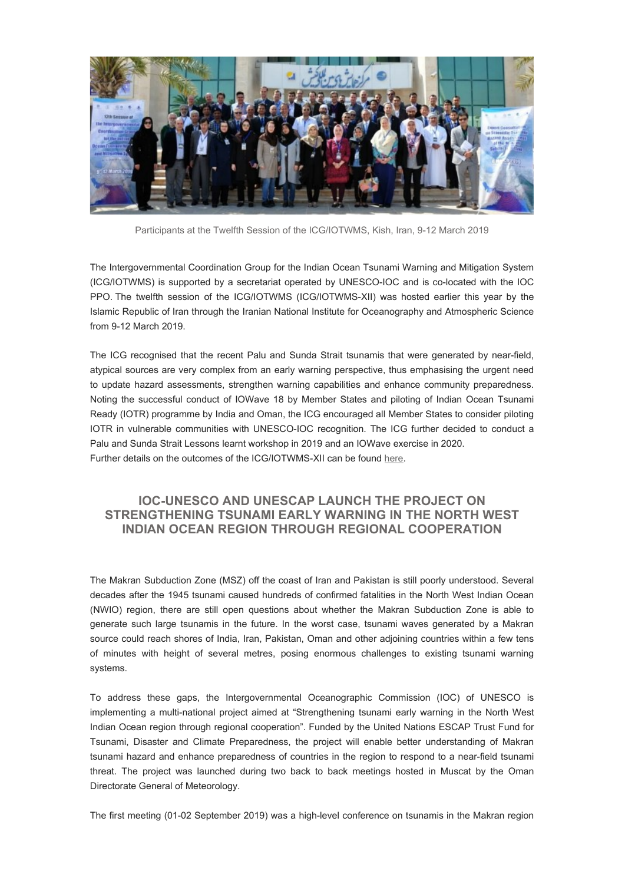Participants at the Twelfth Session of the ICG/IOTWMS, Kish, Iran, 9-12 March 2019

The Intergovernmental Coordination Group for the Indian Ocean Tsunami Warning and Mitigation System (ICG/IOTWMS) is supported by a secretariat operated by UNESCO-IOC and is co-located with the IOC PPO. The twelfth session of the ICG/IOTWMS (ICG/IOTWMS-XII) was hosted earlier this year by the Islamic Republic of Iran through the Iranian National Institute for Oceanography and Atmospheric Science from 9-12 March 2019.

The ICG recognised that the recent Palu and Sunda Strait tsunamis that were generated by near-field, atypical sources are very complex from an early warning perspective, thus emphasising the urgent need to update hazard assessments, strengthen warning capabilities and enhance community preparedness. Noting the successful conduct of IOWave 18 by Member States and piloting of Indian Ocean Tsunami Ready (IOTR) programme by India and Oman, the ICG encouraged all Member States to consider piloting IOTR in vulnerable communities with UNESCO-IOC recognition. The ICG further decided to conduct a Palu and Sunda Strait Lessons learnt workshop in 2019 and an IOWave exercise in 2020.
Further details on the outcomes of the ICG/IOTWMS-XII can be found here.

## IOC-UNESCO AND UNESCAP LAUNCH THE PROJECT ON STRENGTHENING TSUNAMI EARLY WARNING IN THE NORTH WEST INDIAN OCEAN REGION THROUGH REGIONAL COOPERATION

The Makran Subduction Zone (MSZ) off the coast of Iran and Pakistan is still poorly understood. Several decades after the 1945 tsunami caused hundreds of confirmed fatalities in the North West Indian Ocean (NWIO) region, there are still open questions about whether the Makran Subduction Zone is able to generate such large tsunamis in the future. In the worst case, tsunami waves generated by a Makran source could reach shores of India, Iran, Pakistan, Oman and other adjoining countries within a few tens of minutes with height of several metres, posing enormous challenges to existing tsunami warning systems.

To address these gaps, the Intergovernmental Oceanographic Commission (IOC) of UNESCO is implementing a multi-national project aimed at "Strengthening tsunami early warning in the North West Indian Ocean region through regional cooperation". Funded by the United Nations ESCAP Trust Fund for Tsunami, Disaster and Climate Preparedness, the project will enable better understanding of Makran tsunami hazard and enhance preparedness of countries in the region to respond to a near-field tsunami threat. The project was launched during two back to back meetings hosted in Muscat by the Oman Directorate General of Meteorology.

The first meeting (01-02 September 2019) was a high-level conference on tsunamis in the Makran region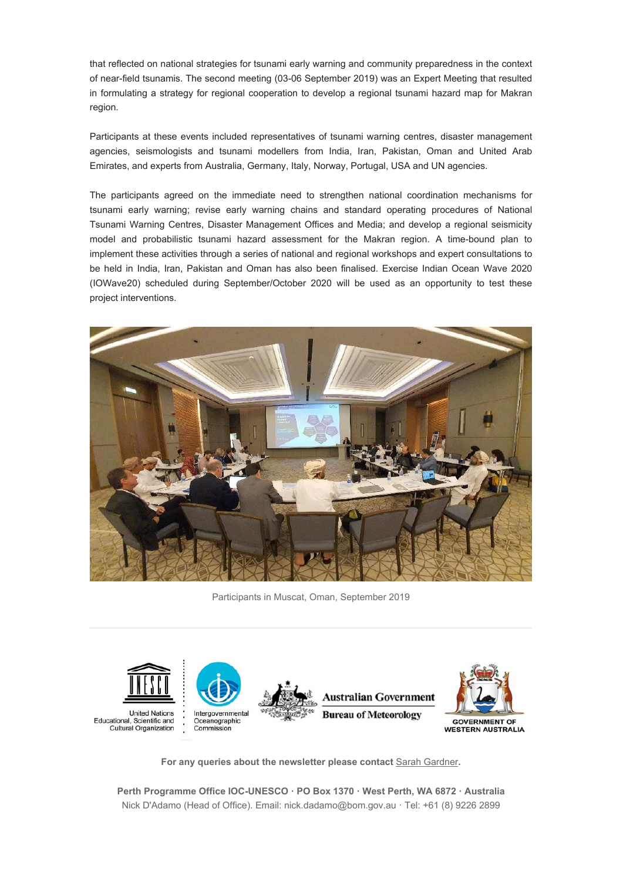that reflected on national strategies for tsunami early warning and community preparedness in the context of near-field tsunamis. The second meeting (03-06 September 2019) was an Expert Meeting that resulted in formulating a strategy for regional cooperation to develop a regional tsunami hazard map for Makran region.

Participants at these events included representatives of tsunami warning centres, disaster management agencies, seismologists and tsunami modellers from India, Iran, Pakistan, Oman and United Arab Emirates, and experts from Australia, Germany, Italy, Norway, Portugal, USA and UN agencies.

The participants agreed on the immediate need to strengthen national coordination mechanisms for tsunami early warning; revise early warning chains and standard operating procedures of National Tsunami Warning Centres, Disaster Management Offices and Media; and develop a regional seismicity model and probabilistic tsunami hazard assessment for the Makran region. A time-bound plan to implement these activities through a series of national and regional workshops and expert consultations to be held in India, Iran, Pakistan and Oman has also been finalised. Exercise Indian Ocean Wave 2020 (IOWave20) scheduled during September/October 2020 will be used as an opportunity to test these project interventions.

Participants in Muscat, Oman, September 2019

---

United Nations Educational, Scientific and Cultural Organization

Intergovernmental Oceanographic Commission

Australian Government Bureau of Meteorology

GOVERNMENT OF WESTERN AUSTRALIA

**For any queries about the newsletter please contact Sarah Gardner.**

**Perth Programme Office IOC-UNESCO · PO Box 1370 · West Perth, WA 6872 · Australia**
Nick D'Adamo (Head of Office). Email: nick.dadamo@bom.gov.au · Tel: +61 (8) 9226 2899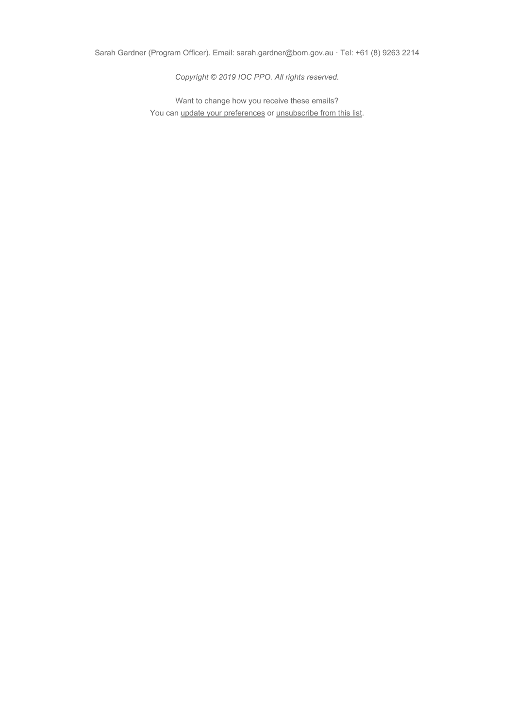Sarah Gardner (Program Officer). Email: sarah.gardner@bom.gov.au · Tel: +61 (8) 9263 2214

*Copyright © 2019 IOC PPO. All rights reserved.*

Want to change how you receive these emails?
You can update your preferences or unsubscribe from this list.